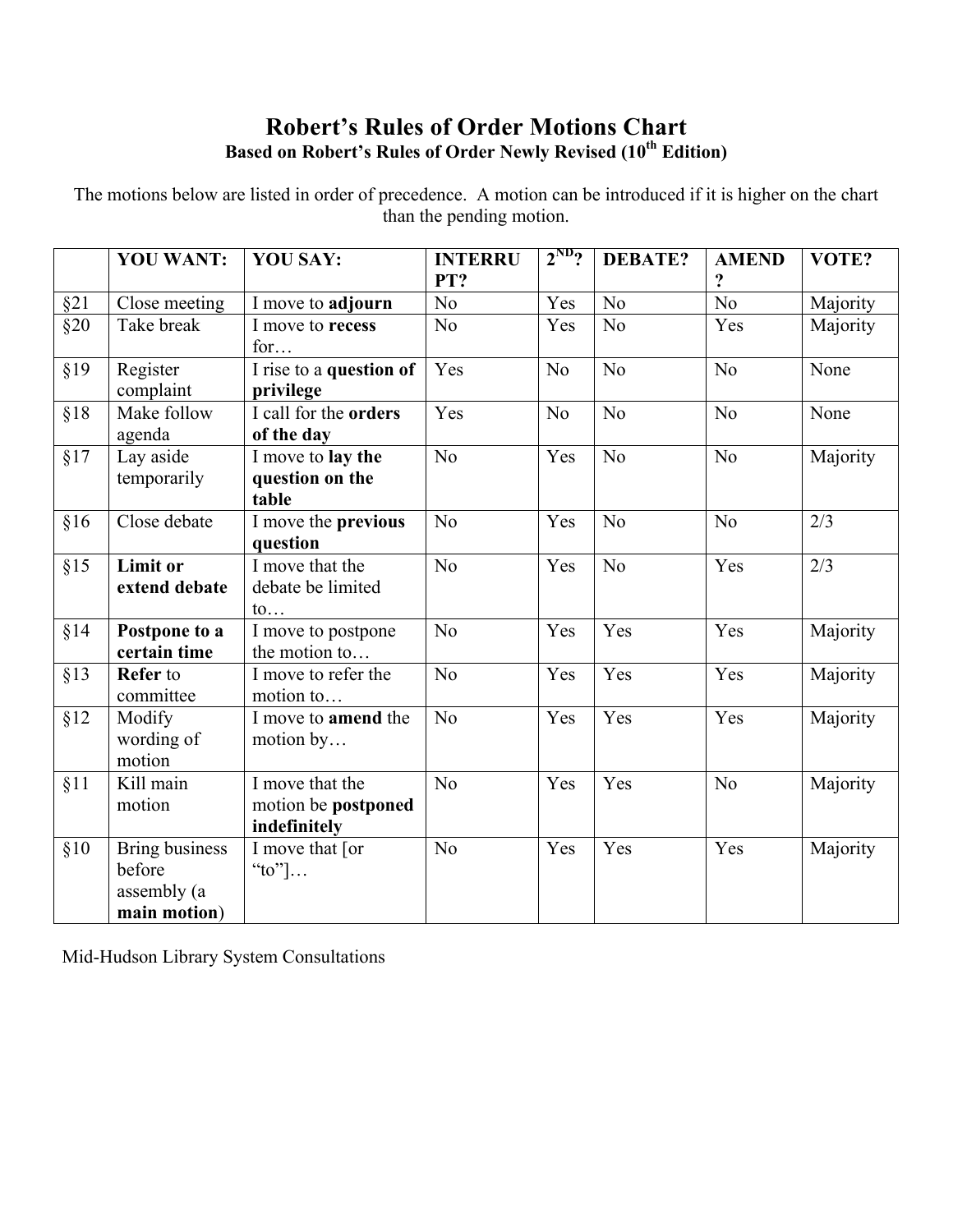# Robert's Rules of Order Motions Chart

**Based on Robert's Rules of Order Newly Revised (10th Edition)**

The motions below are listed in order of precedence. A motion can be introduced if it is higher on the chart than the pending motion.

| | YOU WANT: | YOU SAY: | INTERRUPT? | 2ND? | DEBATE? | AMEND? | VOTE? |
|---|---|---|---|---|---|---|---|
| §21 | Close meeting | I move to **adjourn** | No | Yes | No | No | Majority |
| §20 | Take break | I move to **recess** for… | No | Yes | No | Yes | Majority |
| §19 | Register complaint | I rise to a **question of privilege** | Yes | No | No | No | None |
| §18 | Make follow agenda | I call for the **orders of the day** | Yes | No | No | No | None |
| §17 | Lay aside temporarily | I move to **lay the question on the table** | No | Yes | No | No | Majority |
| §16 | Close debate | I move the **previous question** | No | Yes | No | No | 2/3 |
| §15 | **Limit or extend debate** | I move that the debate be limited to… | No | Yes | No | Yes | 2/3 |
| §14 | **Postpone to a certain time** | I move to postpone the motion to… | No | Yes | Yes | Yes | Majority |
| §13 | **Refer** to committee | I move to refer the motion to… | No | Yes | Yes | Yes | Majority |
| §12 | Modify wording of motion | I move to **amend** the motion by… | No | Yes | Yes | Yes | Majority |
| §11 | Kill main motion | I move that the motion be **postponed indefinitely** | No | Yes | Yes | No | Majority |
| §10 | Bring business before assembly (a **main motion**) | I move that [or "to"]… | No | Yes | Yes | Yes | Majority |

Mid-Hudson Library System Consultations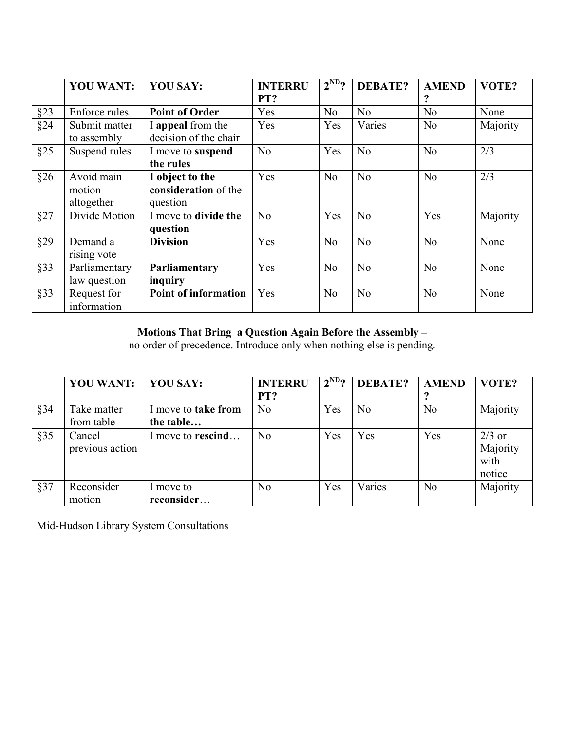| | YOU WANT: | YOU SAY: | INTERRUPT? | $2^{ND}$? | DEBATE? | AMEND? | VOTE? |
|---|---|---|---|---|---|---|---|
| §23 | Enforce rules | **Point of Order** | Yes | No | No | No | None |
| §24 | Submit matter to assembly | I **appeal** from the decision of the chair | Yes | Yes | Varies | No | Majority |
| §25 | Suspend rules | I move to **suspend the rules** | No | Yes | No | No | 2/3 |
| §26 | Avoid main motion altogether | **I object to the consideration** of the question | Yes | No | No | No | 2/3 |
| §27 | Divide Motion | I move to **divide the question** | No | Yes | No | Yes | Majority |
| §29 | Demand a rising vote | **Division** | Yes | No | No | No | None |
| §33 | Parliamentary law question | **Parliamentary inquiry** | Yes | No | No | No | None |
| §33 | Request for information | **Point of information** | Yes | No | No | No | None |

**Motions That Bring a Question Again Before the Assembly –**
no order of precedence. Introduce only when nothing else is pending.

| | YOU WANT: | YOU SAY: | INTERRUPT? | $2^{ND}$? | DEBATE? | AMEND? | VOTE? |
|---|---|---|---|---|---|---|---|
| §34 | Take matter from table | I move to **take from the table…** | No | Yes | No | No | Majority |
| §35 | Cancel previous action | I move to **rescind**… | No | Yes | Yes | Yes | 2/3 or Majority with notice |
| §37 | Reconsider motion | I move to **reconsider**… | No | Yes | Varies | No | Majority |

Mid-Hudson Library System Consultations